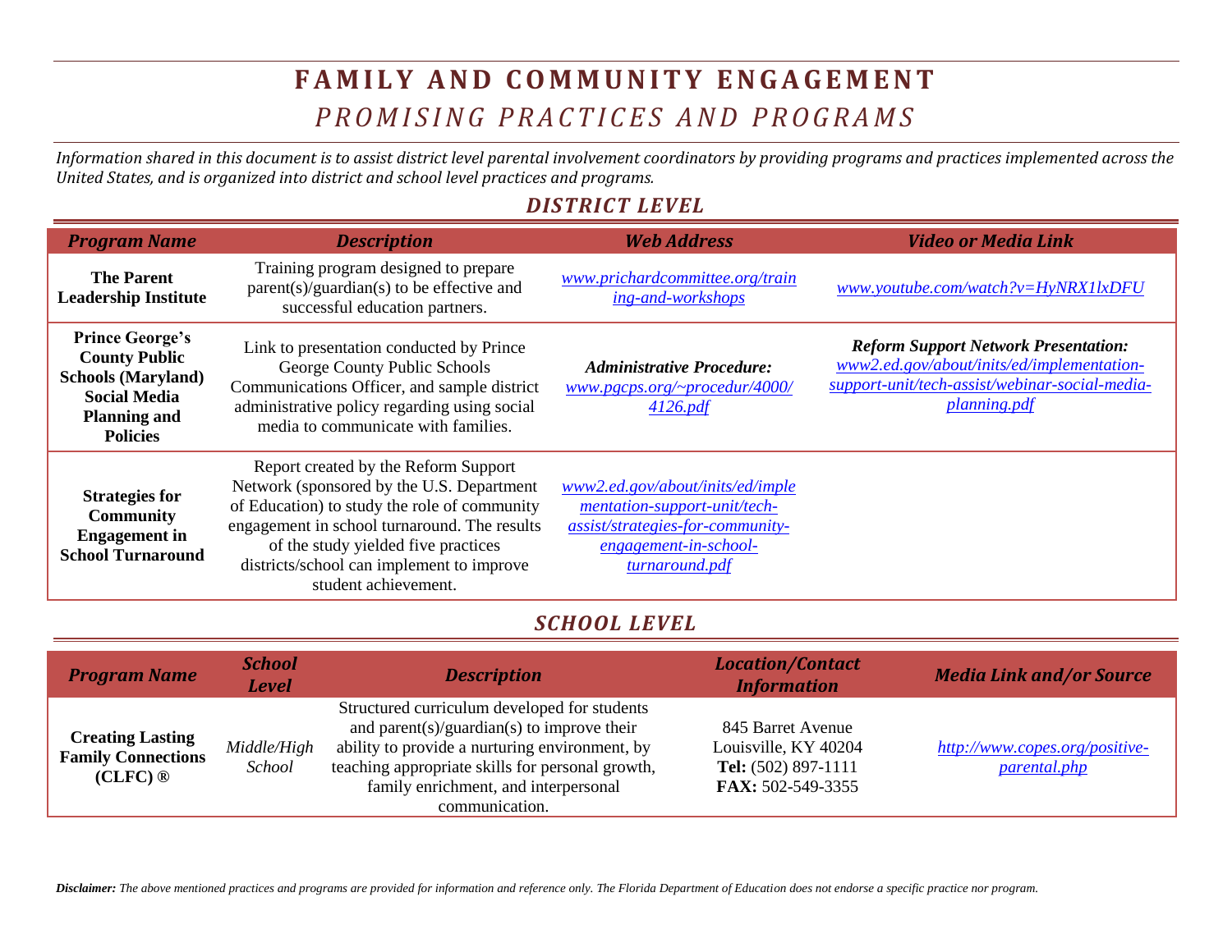# FAMILY AND COMMUNITY ENGAGEMENT

## *PROMISING PRACTICES AND PROGRAMS*

*Information shared in this document is to assist district level parental involvement coordinators by providing programs and practices implemented across the United States, and is organized into district and school level practices and programs.*

### *DISTRICT LEVEL*

| *Program Name* | *Description* | *Web Address* | *Video or Media Link* |
|---|---|---|---|
| **The Parent Leadership Institute** | Training program designed to prepare parent(s)/guardian(s) to be effective and successful education partners. | *www.prichardcommittee.org/training-and-workshops* | *www.youtube.com/watch?v=HyNRX1lxDFU* |
| **Prince George's County Public Schools (Maryland) Social Media Planning and Policies** | Link to presentation conducted by Prince George County Public Schools Communications Officer, and sample district administrative policy regarding using social media to communicate with families. | ***Administrative Procedure:*** *www.pgcps.org/~procedur/4000/4126.pdf* | ***Reform Support Network Presentation:*** *www2.ed.gov/about/inits/ed/implementation-support-unit/tech-assist/webinar-social-media-planning.pdf* |
| **Strategies for Community Engagement in School Turnaround** | Report created by the Reform Support Network (sponsored by the U.S. Department of Education) to study the role of community engagement in school turnaround. The results of the study yielded five practices districts/school can implement to improve student achievement. | *www2.ed.gov/about/inits/ed/implementation-support-unit/tech-assist/strategies-for-community-engagement-in-school-turnaround.pdf* | |

### *SCHOOL LEVEL*

| *Program Name* | *School Level* | *Description* | *Location/Contact Information* | *Media Link and/or Source* |
|---|---|---|---|---|
| **Creating Lasting Family Connections (CLFC) ®** | *Middle/High School* | Structured curriculum developed for students and parent(s)/guardian(s) to improve their ability to provide a nurturing environment, by teaching appropriate skills for personal growth, family enrichment, and interpersonal communication. | 845 Barret Avenue<br>Louisville, KY 40204<br>**Tel:** (502) 897-1111<br>**FAX:** 502-549-3355 | *http://www.copes.org/positive-parental.php* |

***Disclaimer:*** *The above mentioned practices and programs are provided for information and reference only. The Florida Department of Education does not endorse a specific practice nor program.*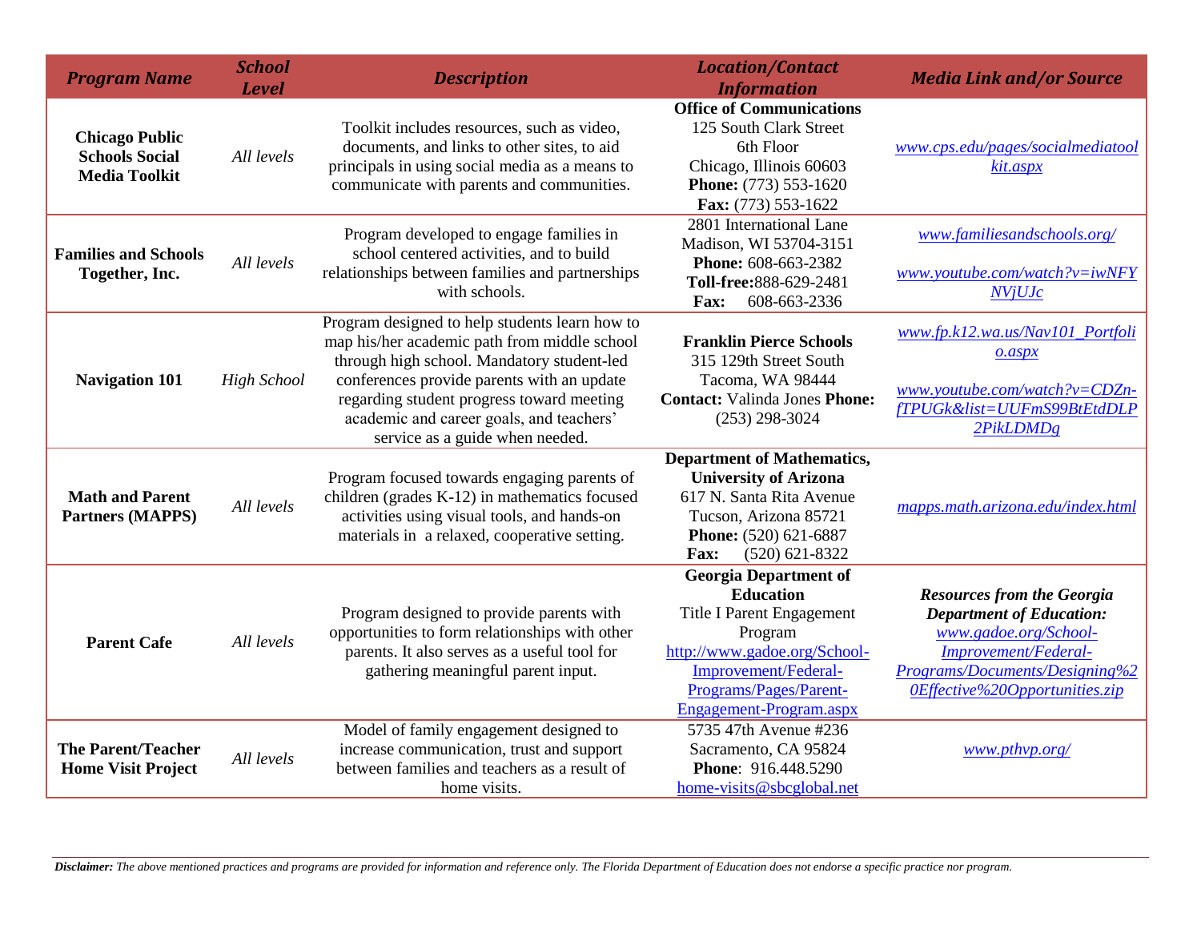| ***Program Name*** | ***School Level*** | ***Description*** | ***Location/Contact Information*** | ***Media Link and/or Source*** |
|---|---|---|---|---|
| **Chicago Public Schools Social Media Toolkit** | *All levels* | Toolkit includes resources, such as video, documents, and links to other sites, to aid principals in using social media as a means to communicate with parents and communities. | **Office of Communications** 125 South Clark Street 6th Floor Chicago, Illinois 60603 **Phone:** (773) 553-1620 **Fax:** (773) 553-1622 | *www.cps.edu/pages/socialmediatoolkit.aspx* |
| **Families and Schools Together, Inc.** | *All levels* | Program developed to engage families in school centered activities, and to build relationships between families and partnerships with schools. | 2801 International Lane Madison, WI 53704-3151 **Phone:** 608-663-2382 **Toll-free:**888-629-2481 **Fax:** 608-663-2336 | *www.familiesandschools.org/* *www.youtube.com/watch?v=iwNFYNVjUJc* |
| **Navigation 101** | *High School* | Program designed to help students learn how to map his/her academic path from middle school through high school. Mandatory student-led conferences provide parents with an update regarding student progress toward meeting academic and career goals, and teachers' service as a guide when needed. | **Franklin Pierce Schools** 315 129th Street South Tacoma, WA 98444 **Contact:** Valinda Jones **Phone:** (253) 298-3024 | *www.fp.k12.wa.us/Nav101_Portfolio.aspx* *www.youtube.com/watch?v=CDZn-fTPUGk&list=UUFmS99BtEtdDLP2PikLDMDg* |
| **Math and Parent Partners (MAPPS)** | *All levels* | Program focused towards engaging parents of children (grades K-12) in mathematics focused activities using visual tools, and hands-on materials in a relaxed, cooperative setting. | **Department of Mathematics, University of Arizona** 617 N. Santa Rita Avenue Tucson, Arizona 85721 **Phone:** (520) 621-6887 **Fax:** (520) 621-8322 | *mapps.math.arizona.edu/index.html* |
| **Parent Cafe** | *All levels* | Program designed to provide parents with opportunities to form relationships with other parents. It also serves as a useful tool for gathering meaningful parent input. | **Georgia Department of Education** Title I Parent Engagement Program http://www.gadoe.org/School-Improvement/Federal-Programs/Pages/Parent-Engagement-Program.aspx | ***Resources from the Georgia Department of Education:*** *www.gadoe.org/School-Improvement/Federal-Programs/Documents/Designing%20Effective%20Opportunities.zip* |
| **The Parent/Teacher Home Visit Project** | *All levels* | Model of family engagement designed to increase communication, trust and support between families and teachers as a result of home visits. | 5735 47th Avenue #236 Sacramento, CA 95824 **Phone**: 916.448.5290 home-visits@sbcglobal.net | *www.pthvp.org/* |

***Disclaimer:*** *The above mentioned practices and programs are provided for information and reference only. The Florida Department of Education does not endorse a specific practice nor program.*